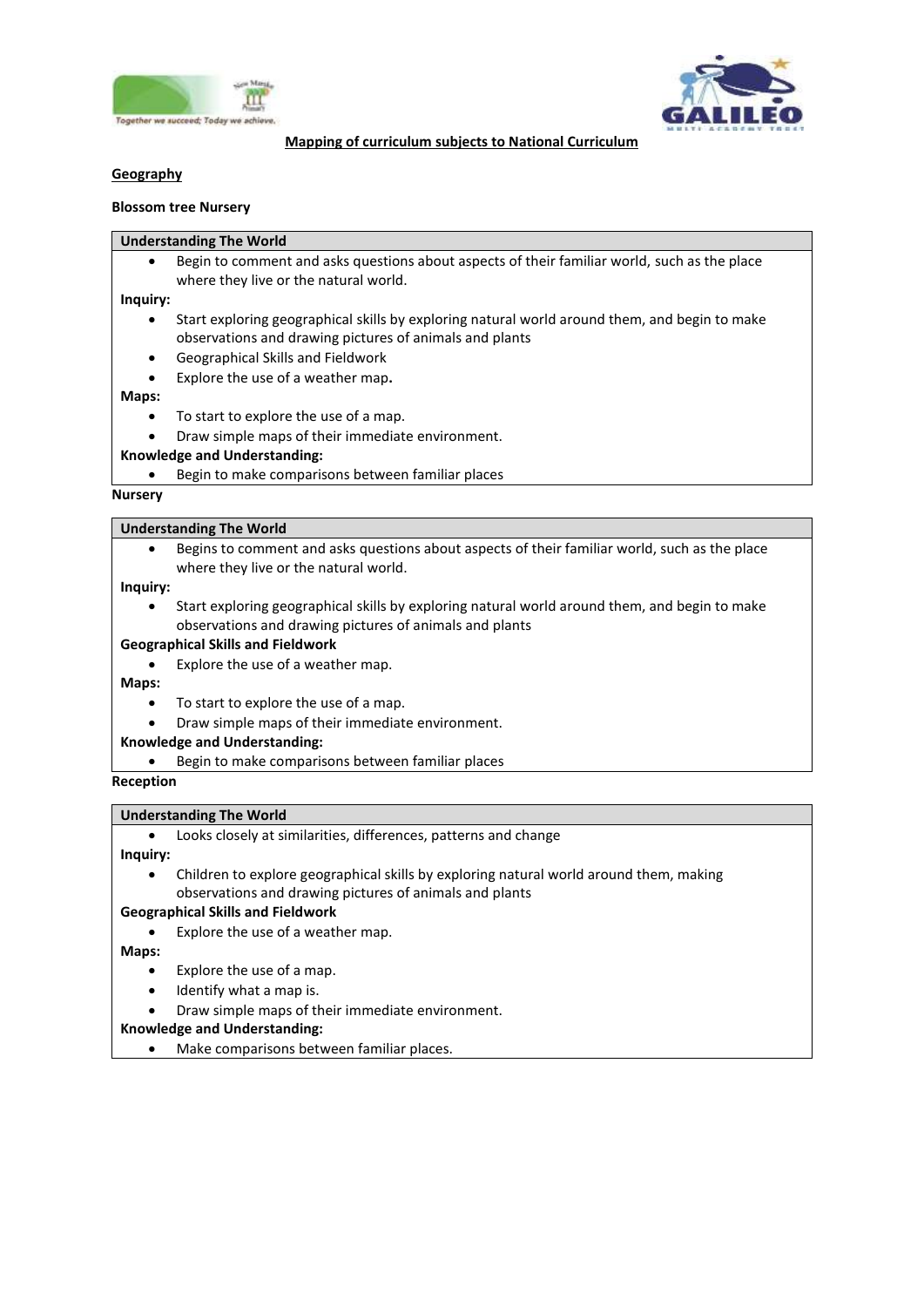## Mapping of curriculum subjects to National Curriculum

### Geography

**Blossom tree Nursery**

**Understanding The World**

- Begin to comment and asks questions about aspects of their familiar world, such as the place where they live or the natural world.

**Inquiry:**

- Start exploring geographical skills by exploring natural world around them, and begin to make observations and drawing pictures of animals and plants
- Geographical Skills and Fieldwork
- Explore the use of a weather map**.**

**Maps:**

- To start to explore the use of a map.
- Draw simple maps of their immediate environment.

**Knowledge and Understanding:**

- Begin to make comparisons between familiar places

**Nursery**

**Understanding The World**

- Begins to comment and asks questions about aspects of their familiar world, such as the place where they live or the natural world.

**Inquiry:**

- Start exploring geographical skills by exploring natural world around them, and begin to make observations and drawing pictures of animals and plants

**Geographical Skills and Fieldwork**

- Explore the use of a weather map.

**Maps:**

- To start to explore the use of a map.
- Draw simple maps of their immediate environment.

**Knowledge and Understanding:**

- Begin to make comparisons between familiar places

**Reception**

**Understanding The World**

- Looks closely at similarities, differences, patterns and change

**Inquiry:**

- Children to explore geographical skills by exploring natural world around them, making observations and drawing pictures of animals and plants

**Geographical Skills and Fieldwork**

- Explore the use of a weather map.

**Maps:**

- Explore the use of a map.
- Identify what a map is.
- Draw simple maps of their immediate environment.

**Knowledge and Understanding:**

- Make comparisons between familiar places.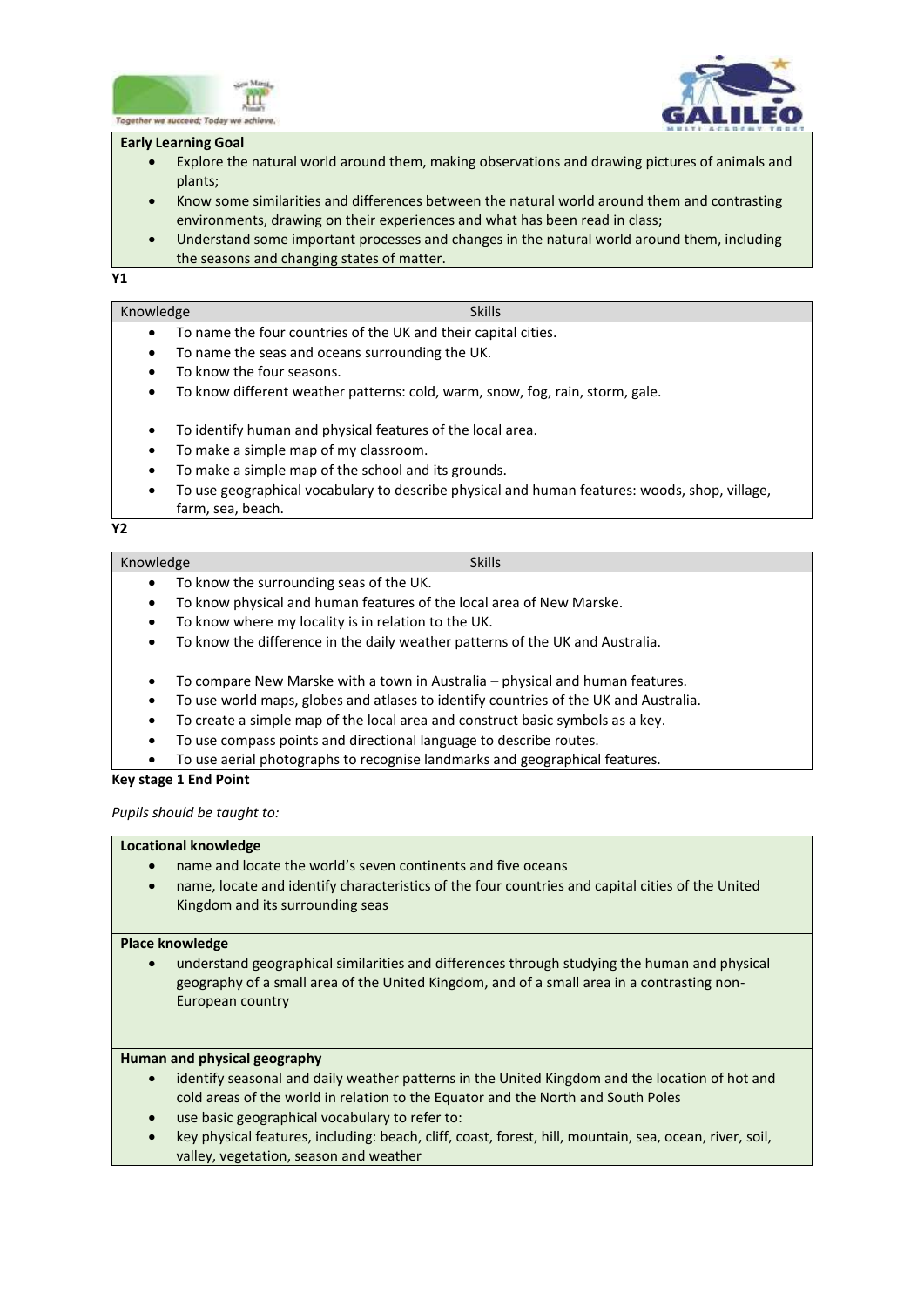**Early Learning Goal**

- Explore the natural world around them, making observations and drawing pictures of animals and plants;
- Know some similarities and differences between the natural world around them and contrasting environments, drawing on their experiences and what has been read in class;
- Understand some important processes and changes in the natural world around them, including the seasons and changing states of matter.

**Y1**

| Knowledge | Skills |
|---|---|

- To name the four countries of the UK and their capital cities.
- To name the seas and oceans surrounding the UK.
- To know the four seasons.
- To know different weather patterns: cold, warm, snow, fog, rain, storm, gale.

- To identify human and physical features of the local area.
- To make a simple map of my classroom.
- To make a simple map of the school and its grounds.
- To use geographical vocabulary to describe physical and human features: woods, shop, village, farm, sea, beach.

**Y2**

| Knowledge | Skills |
|---|---|

- To know the surrounding seas of the UK.
- To know physical and human features of the local area of New Marske.
- To know where my locality is in relation to the UK.
- To know the difference in the daily weather patterns of the UK and Australia.

- To compare New Marske with a town in Australia – physical and human features.
- To use world maps, globes and atlases to identify countries of the UK and Australia.
- To create a simple map of the local area and construct basic symbols as a key.
- To use compass points and directional language to describe routes.
- To use aerial photographs to recognise landmarks and geographical features.

**Key stage 1 End Point**

*Pupils should be taught to:*

**Locational knowledge**

- name and locate the world's seven continents and five oceans
- name, locate and identify characteristics of the four countries and capital cities of the United Kingdom and its surrounding seas

**Place knowledge**

- understand geographical similarities and differences through studying the human and physical geography of a small area of the United Kingdom, and of a small area in a contrasting non-European country

**Human and physical geography**

- identify seasonal and daily weather patterns in the United Kingdom and the location of hot and cold areas of the world in relation to the Equator and the North and South Poles
- use basic geographical vocabulary to refer to:
- key physical features, including: beach, cliff, coast, forest, hill, mountain, sea, ocean, river, soil, valley, vegetation, season and weather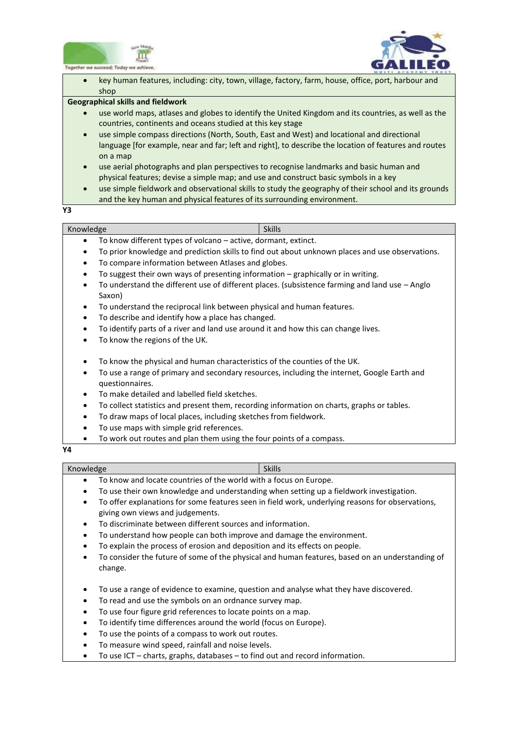- key human features, including: city, town, village, factory, farm, house, office, port, harbour and shop

**Geographical skills and fieldwork**

- use world maps, atlases and globes to identify the United Kingdom and its countries, as well as the countries, continents and oceans studied at this key stage
- use simple compass directions (North, South, East and West) and locational and directional language [for example, near and far; left and right], to describe the location of features and routes on a map
- use aerial photographs and plan perspectives to recognise landmarks and basic human and physical features; devise a simple map; and use and construct basic symbols in a key
- use simple fieldwork and observational skills to study the geography of their school and its grounds and the key human and physical features of its surrounding environment.

**Y3**

| Knowledge | Skills |
| --- | --- |

- To know different types of volcano – active, dormant, extinct.
- To prior knowledge and prediction skills to find out about unknown places and use observations.
- To compare information between Atlases and globes.
- To suggest their own ways of presenting information – graphically or in writing.
- To understand the different use of different places. (subsistence farming and land use – Anglo Saxon)
- To understand the reciprocal link between physical and human features.
- To describe and identify how a place has changed.
- To identify parts of a river and land use around it and how this can change lives.
- To know the regions of the UK.

- To know the physical and human characteristics of the counties of the UK.
- To use a range of primary and secondary resources, including the internet, Google Earth and questionnaires.
- To make detailed and labelled field sketches.
- To collect statistics and present them, recording information on charts, graphs or tables.
- To draw maps of local places, including sketches from fieldwork.
- To use maps with simple grid references.
- To work out routes and plan them using the four points of a compass.

**Y4**

| Knowledge | Skills |
| --- | --- |

- To know and locate countries of the world with a focus on Europe.
- To use their own knowledge and understanding when setting up a fieldwork investigation.
- To offer explanations for some features seen in field work, underlying reasons for observations, giving own views and judgements.
- To discriminate between different sources and information.
- To understand how people can both improve and damage the environment.
- To explain the process of erosion and deposition and its effects on people.
- To consider the future of some of the physical and human features, based on an understanding of change.

- To use a range of evidence to examine, question and analyse what they have discovered.
- To read and use the symbols on an ordnance survey map.
- To use four figure grid references to locate points on a map.
- To identify time differences around the world (focus on Europe).
- To use the points of a compass to work out routes.
- To measure wind speed, rainfall and noise levels.
- To use ICT – charts, graphs, databases – to find out and record information.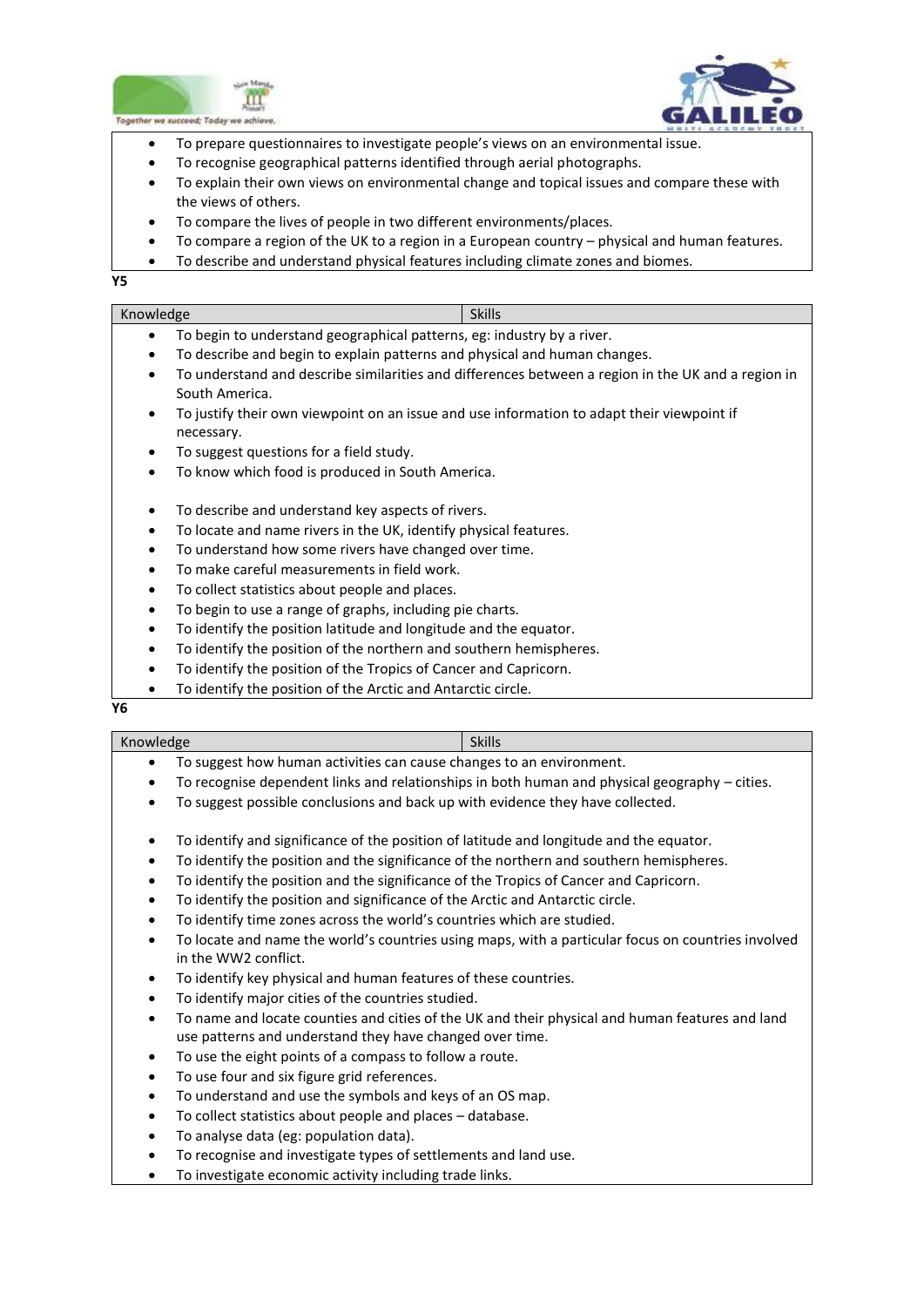- To prepare questionnaires to investigate people's views on an environmental issue.
- To recognise geographical patterns identified through aerial photographs.
- To explain their own views on environmental change and topical issues and compare these with the views of others.
- To compare the lives of people in two different environments/places.
- To compare a region of the UK to a region in a European country – physical and human features.
- To describe and understand physical features including climate zones and biomes.

**Y5**

| Knowledge | Skills |
|---|---|

- To begin to understand geographical patterns, eg: industry by a river.
- To describe and begin to explain patterns and physical and human changes.
- To understand and describe similarities and differences between a region in the UK and a region in South America.
- To justify their own viewpoint on an issue and use information to adapt their viewpoint if necessary.
- To suggest questions for a field study.
- To know which food is produced in South America.

- To describe and understand key aspects of rivers.
- To locate and name rivers in the UK, identify physical features.
- To understand how some rivers have changed over time.
- To make careful measurements in field work.
- To collect statistics about people and places.
- To begin to use a range of graphs, including pie charts.
- To identify the position latitude and longitude and the equator.
- To identify the position of the northern and southern hemispheres.
- To identify the position of the Tropics of Cancer and Capricorn.
- To identify the position of the Arctic and Antarctic circle.

**Y6**

| Knowledge | Skills |
|---|---|

- To suggest how human activities can cause changes to an environment.
- To recognise dependent links and relationships in both human and physical geography – cities.
- To suggest possible conclusions and back up with evidence they have collected.

- To identify and significance of the position of latitude and longitude and the equator.
- To identify the position and the significance of the northern and southern hemispheres.
- To identify the position and the significance of the Tropics of Cancer and Capricorn.
- To identify the position and significance of the Arctic and Antarctic circle.
- To identify time zones across the world's countries which are studied.
- To locate and name the world's countries using maps, with a particular focus on countries involved in the WW2 conflict.
- To identify key physical and human features of these countries.
- To identify major cities of the countries studied.
- To name and locate counties and cities of the UK and their physical and human features and land use patterns and understand they have changed over time.
- To use the eight points of a compass to follow a route.
- To use four and six figure grid references.
- To understand and use the symbols and keys of an OS map.
- To collect statistics about people and places – database.
- To analyse data (eg: population data).
- To recognise and investigate types of settlements and land use.
- To investigate economic activity including trade links.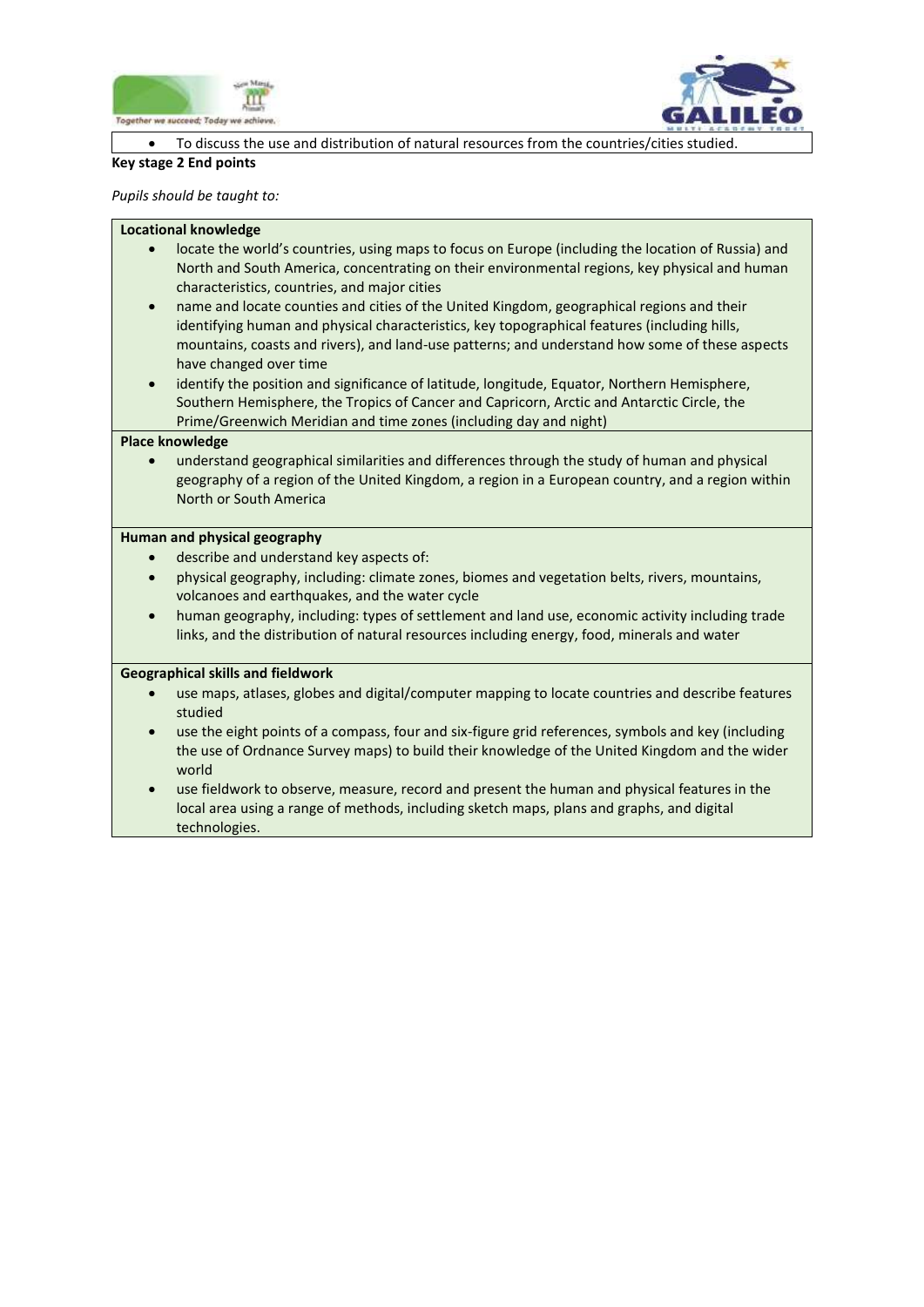- To discuss the use and distribution of natural resources from the countries/cities studied.

**Key stage 2 End points**

*Pupils should be taught to:*

**Locational knowledge**

- locate the world's countries, using maps to focus on Europe (including the location of Russia) and North and South America, concentrating on their environmental regions, key physical and human characteristics, countries, and major cities
- name and locate counties and cities of the United Kingdom, geographical regions and their identifying human and physical characteristics, key topographical features (including hills, mountains, coasts and rivers), and land-use patterns; and understand how some of these aspects have changed over time
- identify the position and significance of latitude, longitude, Equator, Northern Hemisphere, Southern Hemisphere, the Tropics of Cancer and Capricorn, Arctic and Antarctic Circle, the Prime/Greenwich Meridian and time zones (including day and night)

**Place knowledge**

- understand geographical similarities and differences through the study of human and physical geography of a region of the United Kingdom, a region in a European country, and a region within North or South America

**Human and physical geography**

- describe and understand key aspects of:
- physical geography, including: climate zones, biomes and vegetation belts, rivers, mountains, volcanoes and earthquakes, and the water cycle
- human geography, including: types of settlement and land use, economic activity including trade links, and the distribution of natural resources including energy, food, minerals and water

**Geographical skills and fieldwork**

- use maps, atlases, globes and digital/computer mapping to locate countries and describe features studied
- use the eight points of a compass, four and six-figure grid references, symbols and key (including the use of Ordnance Survey maps) to build their knowledge of the United Kingdom and the wider world
- use fieldwork to observe, measure, record and present the human and physical features in the local area using a range of methods, including sketch maps, plans and graphs, and digital technologies.